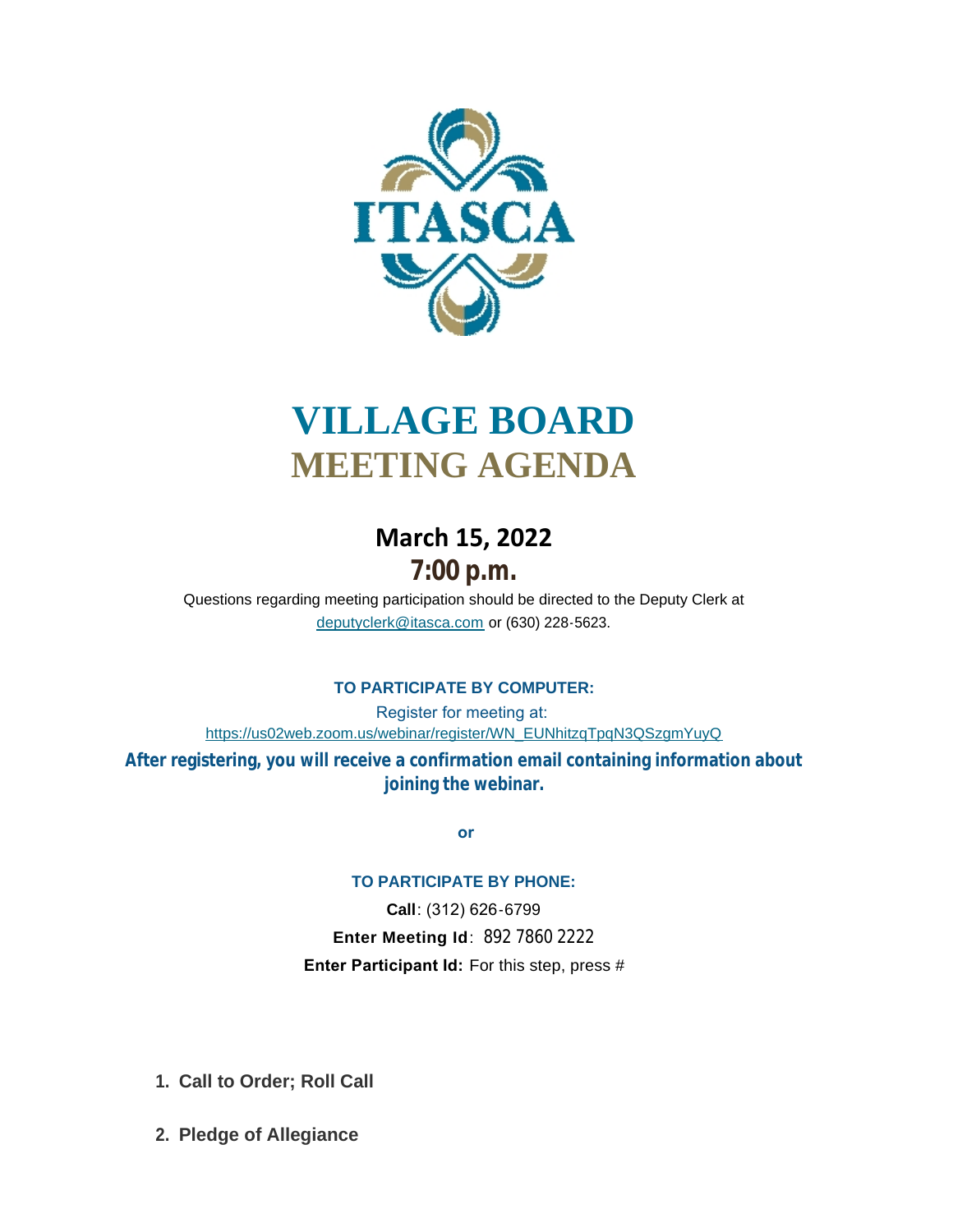# VILLAGE BOARD
# MEETING AGENDA

## March 15, 2022
## 7:00 p.m.

Questions regarding meeting participation should be directed to the Deputy Clerk at deputyclerk@itasca.com or (630) 228-5623.

**TO PARTICIPATE BY COMPUTER:**

Register for meeting at:
https://us02web.zoom.us/webinar/register/WN_EUNhitzqTpqN3QSzgmYuyQ

**After registering, you will receive a confirmation email containing information about joining the webinar.**

**or**

**TO PARTICIPATE BY PHONE:**

**Call**: (312) 626-6799

**Enter Meeting Id**: 892 7860 2222

**Enter Participant Id:** For this step, press #

1. **Call to Order; Roll Call**
2. **Pledge of Allegiance**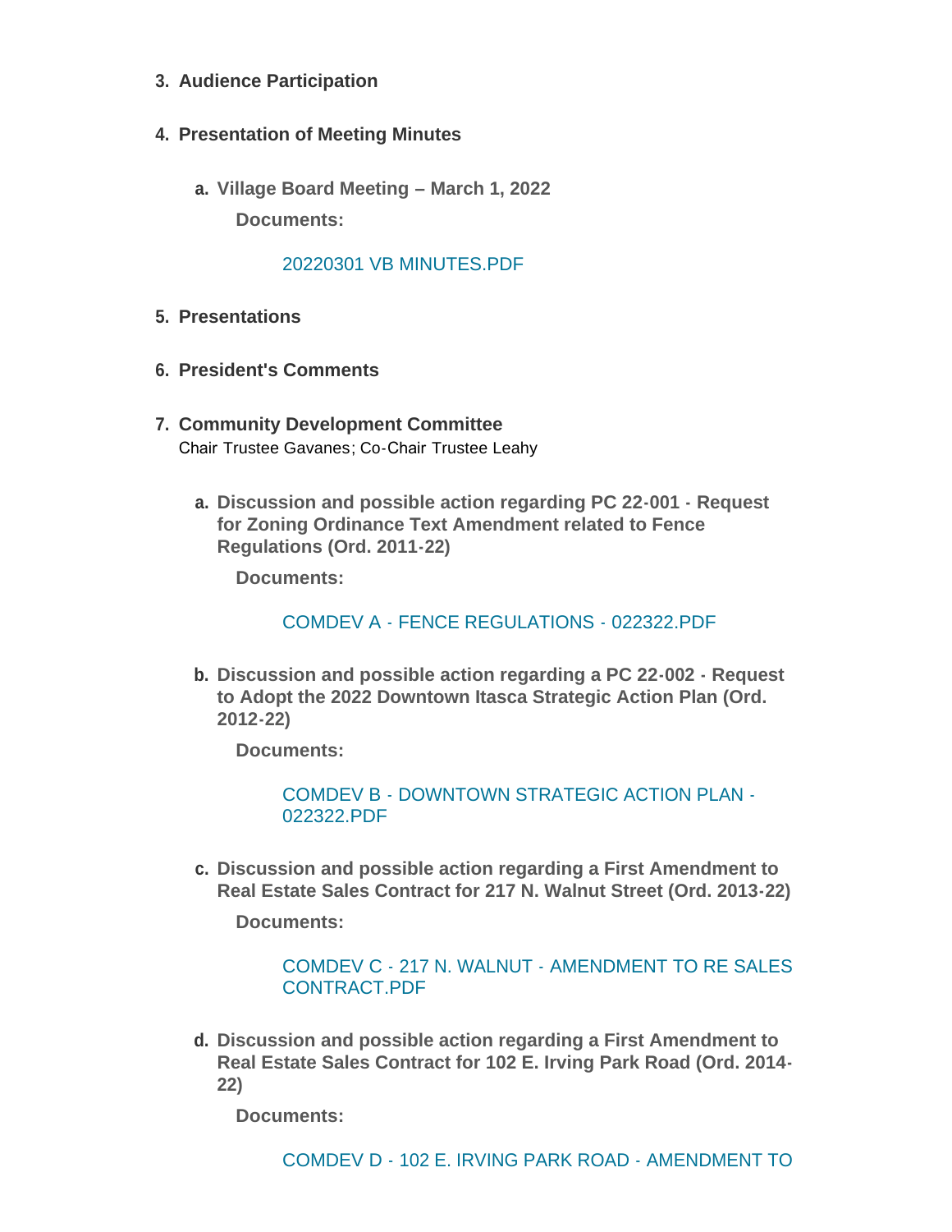3. **Audience Participation**

4. **Presentation of Meeting Minutes**

   a. **Village Board Meeting – March 1, 2022**

      **Documents:**

      20220301 VB MINUTES.PDF

5. **Presentations**

6. **President's Comments**

7. **Community Development Committee**
   Chair Trustee Gavanes; Co-Chair Trustee Leahy

   a. **Discussion and possible action regarding PC 22-001 - Request for Zoning Ordinance Text Amendment related to Fence Regulations (Ord. 2011-22)**

      **Documents:**

      COMDEV A - FENCE REGULATIONS - 022322.PDF

   b. **Discussion and possible action regarding a PC 22-002 - Request to Adopt the 2022 Downtown Itasca Strategic Action Plan (Ord. 2012-22)**

      **Documents:**

      COMDEV B - DOWNTOWN STRATEGIC ACTION PLAN - 022322.PDF

   c. **Discussion and possible action regarding a First Amendment to Real Estate Sales Contract for 217 N. Walnut Street (Ord. 2013-22)**

      **Documents:**

      COMDEV C - 217 N. WALNUT - AMENDMENT TO RE SALES CONTRACT.PDF

   d. **Discussion and possible action regarding a First Amendment to Real Estate Sales Contract for 102 E. Irving Park Road (Ord. 2014-22)**

      **Documents:**

      COMDEV D - 102 E. IRVING PARK ROAD - AMENDMENT TO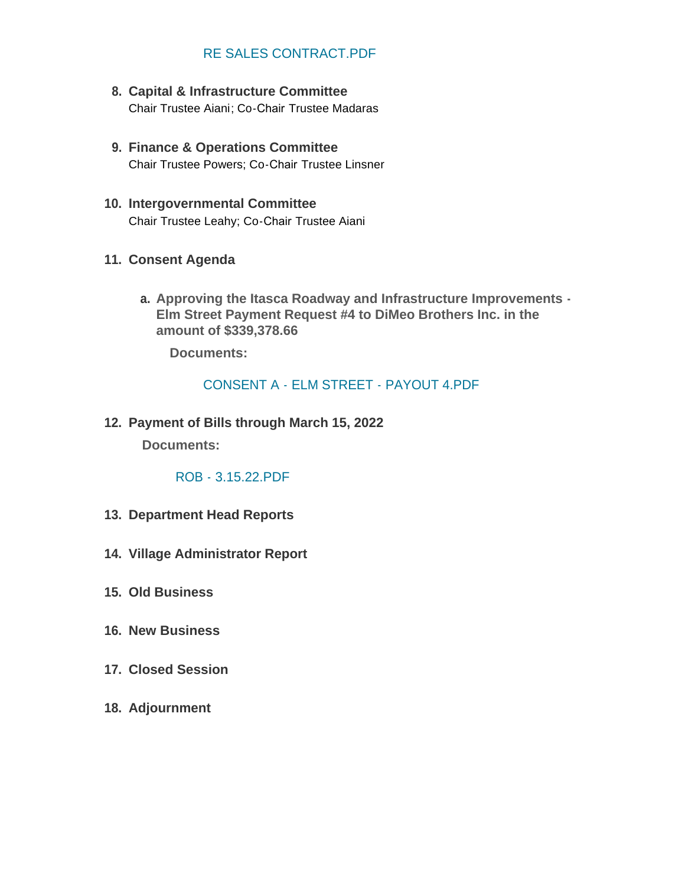RE SALES CONTRACT.PDF

8. **Capital & Infrastructure Committee**
   Chair Trustee Aiani; Co-Chair Trustee Madaras

9. **Finance & Operations Committee**
   Chair Trustee Powers; Co-Chair Trustee Linsner

10. **Intergovernmental Committee**
    Chair Trustee Leahy; Co-Chair Trustee Aiani

11. **Consent Agenda**

    a. **Approving the Itasca Roadway and Infrastructure Improvements - Elm Street Payment Request #4 to DiMeo Brothers Inc. in the amount of $339,378.66**

       **Documents:**

       CONSENT A - ELM STREET - PAYOUT 4.PDF

12. **Payment of Bills through March 15, 2022**

    **Documents:**

    ROB - 3.15.22.PDF

13. **Department Head Reports**

14. **Village Administrator Report**

15. **Old Business**

16. **New Business**

17. **Closed Session**

18. **Adjournment**